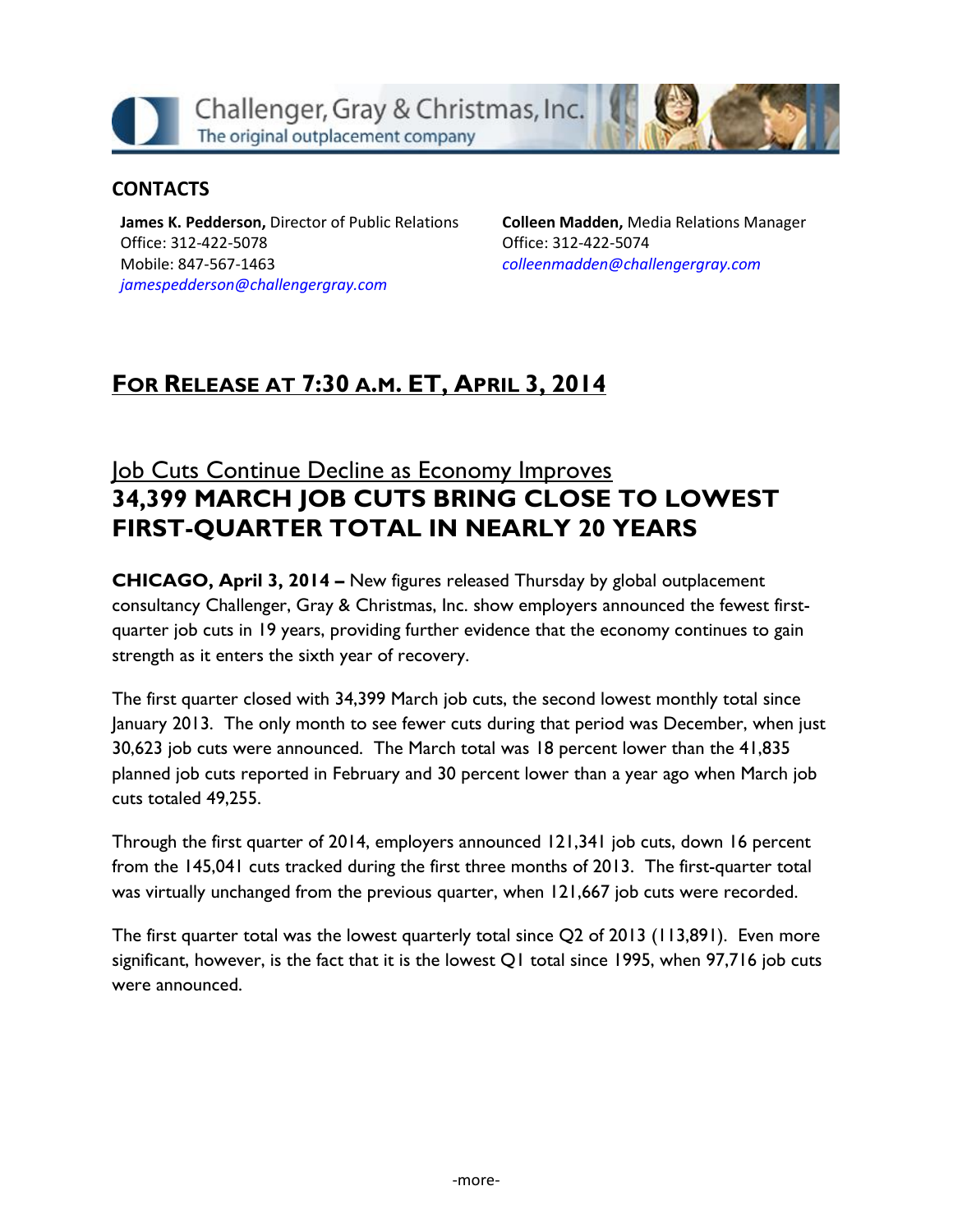Challenger, Gray & Christmas, Inc.
The original outplacement company

## CONTACTS

**James K. Pedderson,** Director of Public Relations
Office: 312-422-5078
Mobile: 847-567-1463
*jamespedderson@challengergray.com*

**Colleen Madden,** Media Relations Manager
Office: 312-422-5074
*colleenmadden@challengergray.com*

## FOR RELEASE AT 7:30 A.M. ET, APRIL 3, 2014

## Job Cuts Continue Decline as Economy Improves

# 34,399 MARCH JOB CUTS BRING CLOSE TO LOWEST FIRST-QUARTER TOTAL IN NEARLY 20 YEARS

**CHICAGO, April 3, 2014 –** New figures released Thursday by global outplacement consultancy Challenger, Gray & Christmas, Inc. show employers announced the fewest first-quarter job cuts in 19 years, providing further evidence that the economy continues to gain strength as it enters the sixth year of recovery.

The first quarter closed with 34,399 March job cuts, the second lowest monthly total since January 2013. The only month to see fewer cuts during that period was December, when just 30,623 job cuts were announced. The March total was 18 percent lower than the 41,835 planned job cuts reported in February and 30 percent lower than a year ago when March job cuts totaled 49,255.

Through the first quarter of 2014, employers announced 121,341 job cuts, down 16 percent from the 145,041 cuts tracked during the first three months of 2013. The first-quarter total was virtually unchanged from the previous quarter, when 121,667 job cuts were recorded.

The first quarter total was the lowest quarterly total since Q2 of 2013 (113,891). Even more significant, however, is the fact that it is the lowest Q1 total since 1995, when 97,716 job cuts were announced.

-more-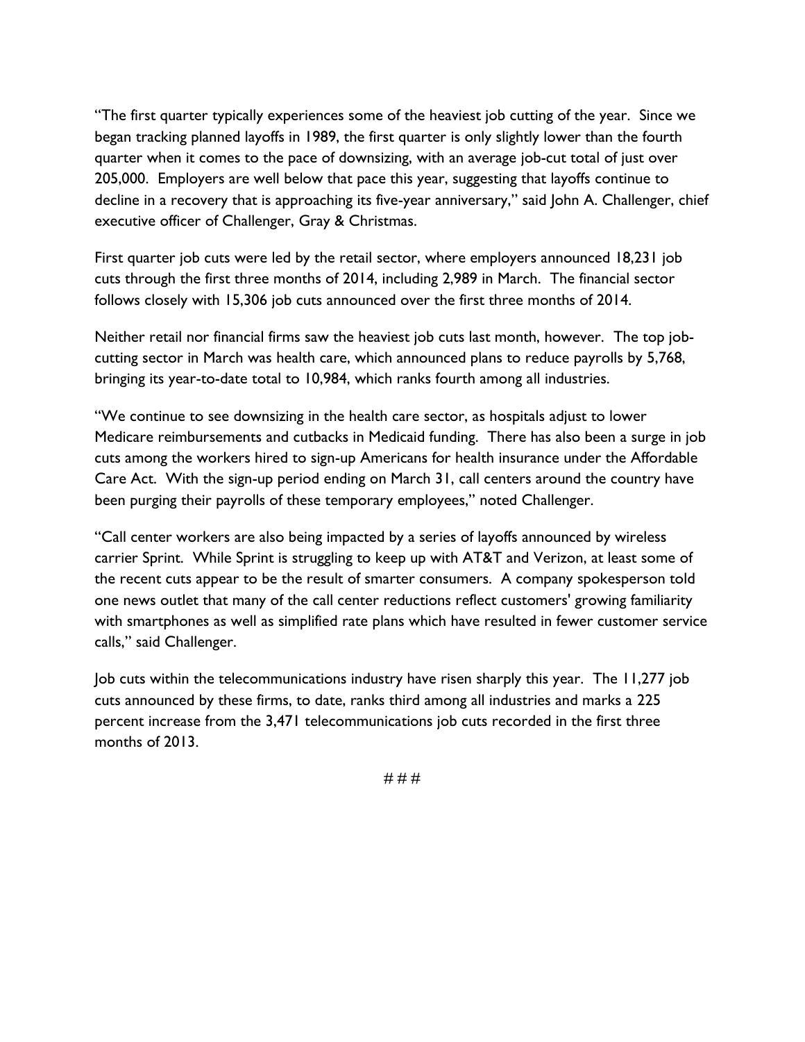“The first quarter typically experiences some of the heaviest job cutting of the year. Since we began tracking planned layoffs in 1989, the first quarter is only slightly lower than the fourth quarter when it comes to the pace of downsizing, with an average job-cut total of just over 205,000. Employers are well below that pace this year, suggesting that layoffs continue to decline in a recovery that is approaching its five-year anniversary,” said John A. Challenger, chief executive officer of Challenger, Gray & Christmas.

First quarter job cuts were led by the retail sector, where employers announced 18,231 job cuts through the first three months of 2014, including 2,989 in March. The financial sector follows closely with 15,306 job cuts announced over the first three months of 2014.

Neither retail nor financial firms saw the heaviest job cuts last month, however. The top job-cutting sector in March was health care, which announced plans to reduce payrolls by 5,768, bringing its year-to-date total to 10,984, which ranks fourth among all industries.

“We continue to see downsizing in the health care sector, as hospitals adjust to lower Medicare reimbursements and cutbacks in Medicaid funding. There has also been a surge in job cuts among the workers hired to sign-up Americans for health insurance under the Affordable Care Act. With the sign-up period ending on March 31, call centers around the country have been purging their payrolls of these temporary employees,” noted Challenger.

“Call center workers are also being impacted by a series of layoffs announced by wireless carrier Sprint. While Sprint is struggling to keep up with AT&T and Verizon, at least some of the recent cuts appear to be the result of smarter consumers. A company spokesperson told one news outlet that many of the call center reductions reflect customers' growing familiarity with smartphones as well as simplified rate plans which have resulted in fewer customer service calls,” said Challenger.

Job cuts within the telecommunications industry have risen sharply this year. The 11,277 job cuts announced by these firms, to date, ranks third among all industries and marks a 225 percent increase from the 3,471 telecommunications job cuts recorded in the first three months of 2013.

# # #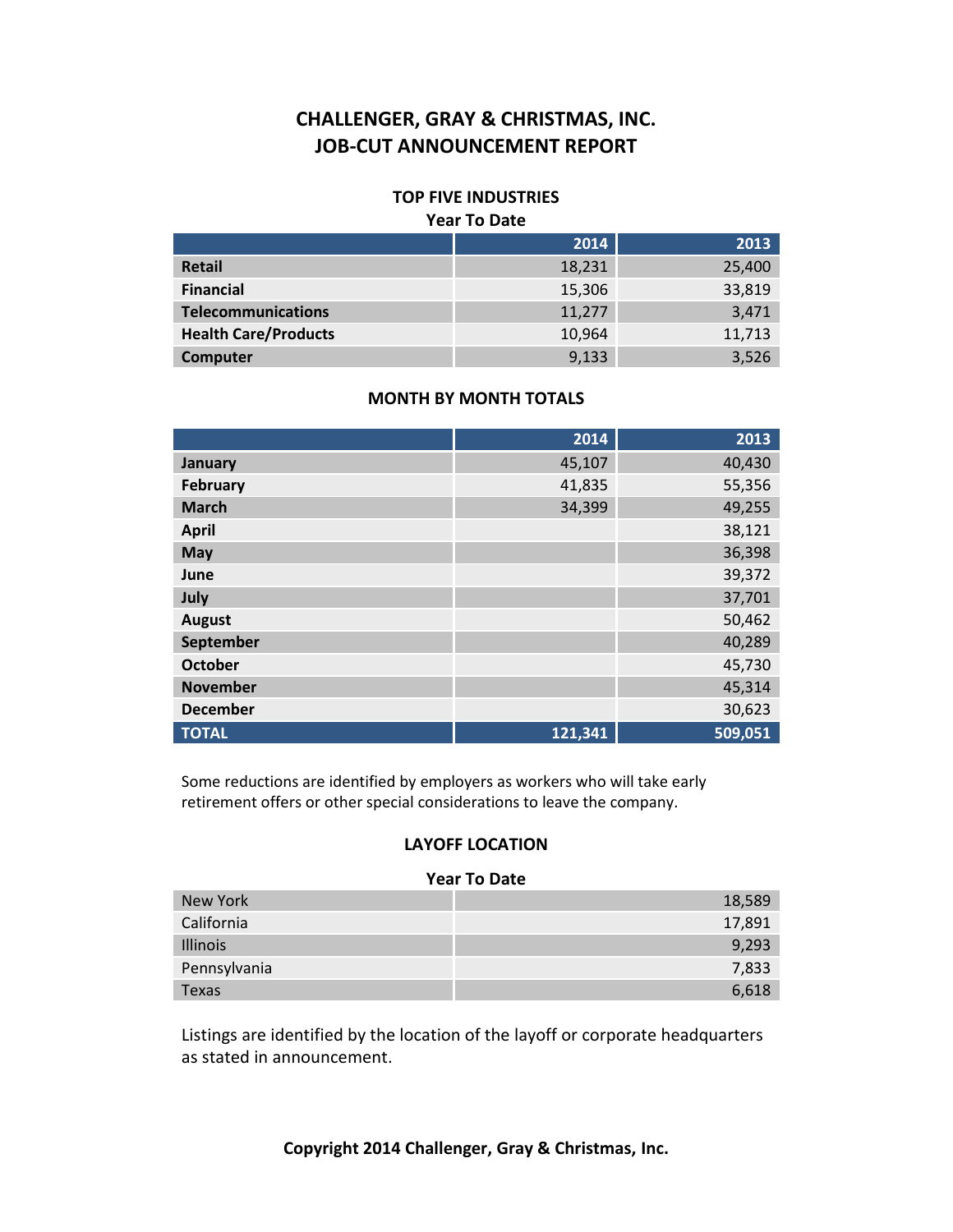# CHALLENGER, GRAY & CHRISTMAS, INC.
# JOB-CUT ANNOUNCEMENT REPORT

### TOP FIVE INDUSTRIES

**Year To Date**

| | 2014 | 2013 |
|---|---|---|
| **Retail** | 18,231 | 25,400 |
| **Financial** | 15,306 | 33,819 |
| **Telecommunications** | 11,277 | 3,471 |
| **Health Care/Products** | 10,964 | 11,713 |
| **Computer** | 9,133 | 3,526 |

### MONTH BY MONTH TOTALS

| | 2014 | 2013 |
|---|---|---|
| **January** | 45,107 | 40,430 |
| **February** | 41,835 | 55,356 |
| **March** | 34,399 | 49,255 |
| **April** | | 38,121 |
| **May** | | 36,398 |
| **June** | | 39,372 |
| **July** | | 37,701 |
| **August** | | 50,462 |
| **September** | | 40,289 |
| **October** | | 45,730 |
| **November** | | 45,314 |
| **December** | | 30,623 |
| **TOTAL** | **121,341** | **509,051** |

Some reductions are identified by employers as workers who will take early retirement offers or other special considerations to leave the company.

### LAYOFF LOCATION

**Year To Date**

| | |
|---|---|
| New York | 18,589 |
| California | 17,891 |
| Illinois | 9,293 |
| Pennsylvania | 7,833 |
| Texas | 6,618 |

Listings are identified by the location of the layoff or corporate headquarters as stated in announcement.

**Copyright 2014 Challenger, Gray & Christmas, Inc.**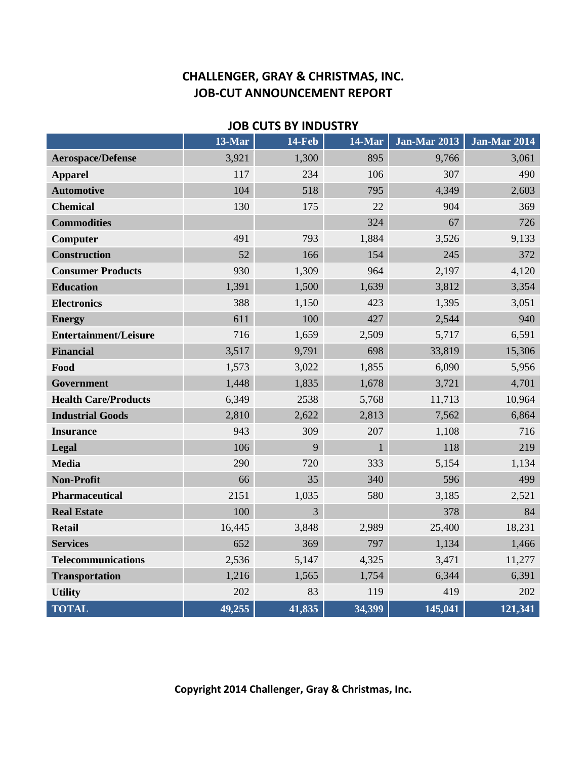# CHALLENGER, GRAY & CHRISTMAS, INC.
# JOB-CUT ANNOUNCEMENT REPORT

## JOB CUTS BY INDUSTRY

| | 13-Mar | 14-Feb | 14-Mar | Jan-Mar 2013 | Jan-Mar 2014 |
|---|---|---|---|---|---|
| **Aerospace/Defense** | 3,921 | 1,300 | 895 | 9,766 | 3,061 |
| **Apparel** | 117 | 234 | 106 | 307 | 490 |
| **Automotive** | 104 | 518 | 795 | 4,349 | 2,603 |
| **Chemical** | 130 | 175 | 22 | 904 | 369 |
| **Commodities** | | | 324 | 67 | 726 |
| **Computer** | 491 | 793 | 1,884 | 3,526 | 9,133 |
| **Construction** | 52 | 166 | 154 | 245 | 372 |
| **Consumer Products** | 930 | 1,309 | 964 | 2,197 | 4,120 |
| **Education** | 1,391 | 1,500 | 1,639 | 3,812 | 3,354 |
| **Electronics** | 388 | 1,150 | 423 | 1,395 | 3,051 |
| **Energy** | 611 | 100 | 427 | 2,544 | 940 |
| **Entertainment/Leisure** | 716 | 1,659 | 2,509 | 5,717 | 6,591 |
| **Financial** | 3,517 | 9,791 | 698 | 33,819 | 15,306 |
| **Food** | 1,573 | 3,022 | 1,855 | 6,090 | 5,956 |
| **Government** | 1,448 | 1,835 | 1,678 | 3,721 | 4,701 |
| **Health Care/Products** | 6,349 | 2538 | 5,768 | 11,713 | 10,964 |
| **Industrial Goods** | 2,810 | 2,622 | 2,813 | 7,562 | 6,864 |
| **Insurance** | 943 | 309 | 207 | 1,108 | 716 |
| **Legal** | 106 | 9 | 1 | 118 | 219 |
| **Media** | 290 | 720 | 333 | 5,154 | 1,134 |
| **Non-Profit** | 66 | 35 | 340 | 596 | 499 |
| **Pharmaceutical** | 2151 | 1,035 | 580 | 3,185 | 2,521 |
| **Real Estate** | 100 | 3 | | 378 | 84 |
| **Retail** | 16,445 | 3,848 | 2,989 | 25,400 | 18,231 |
| **Services** | 652 | 369 | 797 | 1,134 | 1,466 |
| **Telecommunications** | 2,536 | 5,147 | 4,325 | 3,471 | 11,277 |
| **Transportation** | 1,216 | 1,565 | 1,754 | 6,344 | 6,391 |
| **Utility** | 202 | 83 | 119 | 419 | 202 |
| **TOTAL** | **49,255** | **41,835** | **34,399** | **145,041** | **121,341** |

**Copyright 2014 Challenger, Gray & Christmas, Inc.**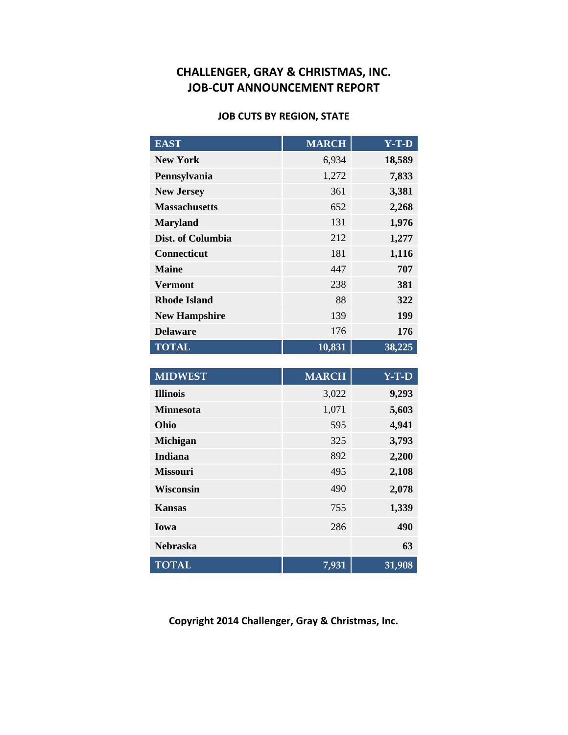# CHALLENGER, GRAY & CHRISTMAS, INC.
# JOB-CUT ANNOUNCEMENT REPORT

## JOB CUTS BY REGION, STATE

| EAST | MARCH | Y-T-D |
|---|---|---|
| **New York** | 6,934 | **18,589** |
| **Pennsylvania** | 1,272 | **7,833** |
| **New Jersey** | 361 | **3,381** |
| **Massachusetts** | 652 | **2,268** |
| **Maryland** | 131 | **1,976** |
| **Dist. of Columbia** | 212 | **1,277** |
| **Connecticut** | 181 | **1,116** |
| **Maine** | 447 | **707** |
| **Vermont** | 238 | **381** |
| **Rhode Island** | 88 | **322** |
| **New Hampshire** | 139 | **199** |
| **Delaware** | 176 | **176** |
| **TOTAL** | **10,831** | **38,225** |

| MIDWEST | MARCH | Y-T-D |
|---|---|---|
| **Illinois** | 3,022 | **9,293** |
| **Minnesota** | 1,071 | **5,603** |
| **Ohio** | 595 | **4,941** |
| **Michigan** | 325 | **3,793** |
| **Indiana** | 892 | **2,200** |
| **Missouri** | 495 | **2,108** |
| **Wisconsin** | 490 | **2,078** |
| **Kansas** | 755 | **1,339** |
| **Iowa** | 286 | **490** |
| **Nebraska** | | **63** |
| **TOTAL** | **7,931** | **31,908** |

**Copyright 2014 Challenger, Gray & Christmas, Inc.**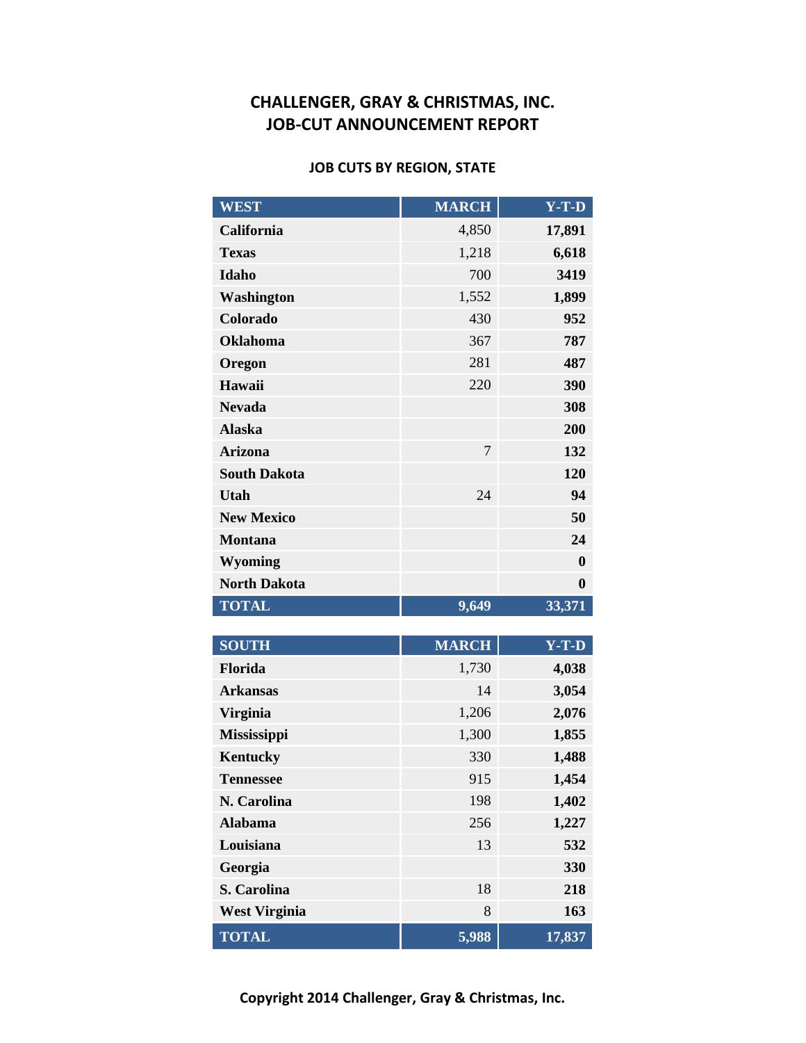# CHALLENGER, GRAY & CHRISTMAS, INC.
# JOB-CUT ANNOUNCEMENT REPORT

## JOB CUTS BY REGION, STATE

| WEST | MARCH | Y-T-D |
|---|---|---|
| California | 4,850 | **17,891** |
| Texas | 1,218 | **6,618** |
| Idaho | 700 | **3419** |
| Washington | 1,552 | **1,899** |
| Colorado | 430 | **952** |
| Oklahoma | 367 | **787** |
| Oregon | 281 | **487** |
| Hawaii | 220 | **390** |
| Nevada | | **308** |
| Alaska | | **200** |
| Arizona | 7 | **132** |
| South Dakota | | **120** |
| Utah | 24 | **94** |
| New Mexico | | **50** |
| Montana | | **24** |
| Wyoming | | **0** |
| North Dakota | | **0** |
| **TOTAL** | **9,649** | **33,371** |

| SOUTH | MARCH | Y-T-D |
|---|---|---|
| Florida | 1,730 | **4,038** |
| Arkansas | 14 | **3,054** |
| Virginia | 1,206 | **2,076** |
| Mississippi | 1,300 | **1,855** |
| Kentucky | 330 | **1,488** |
| Tennessee | 915 | **1,454** |
| N. Carolina | 198 | **1,402** |
| Alabama | 256 | **1,227** |
| Louisiana | 13 | **532** |
| Georgia | | **330** |
| S. Carolina | 18 | **218** |
| West Virginia | 8 | **163** |
| **TOTAL** | **5,988** | **17,837** |

**Copyright 2014 Challenger, Gray & Christmas, Inc.**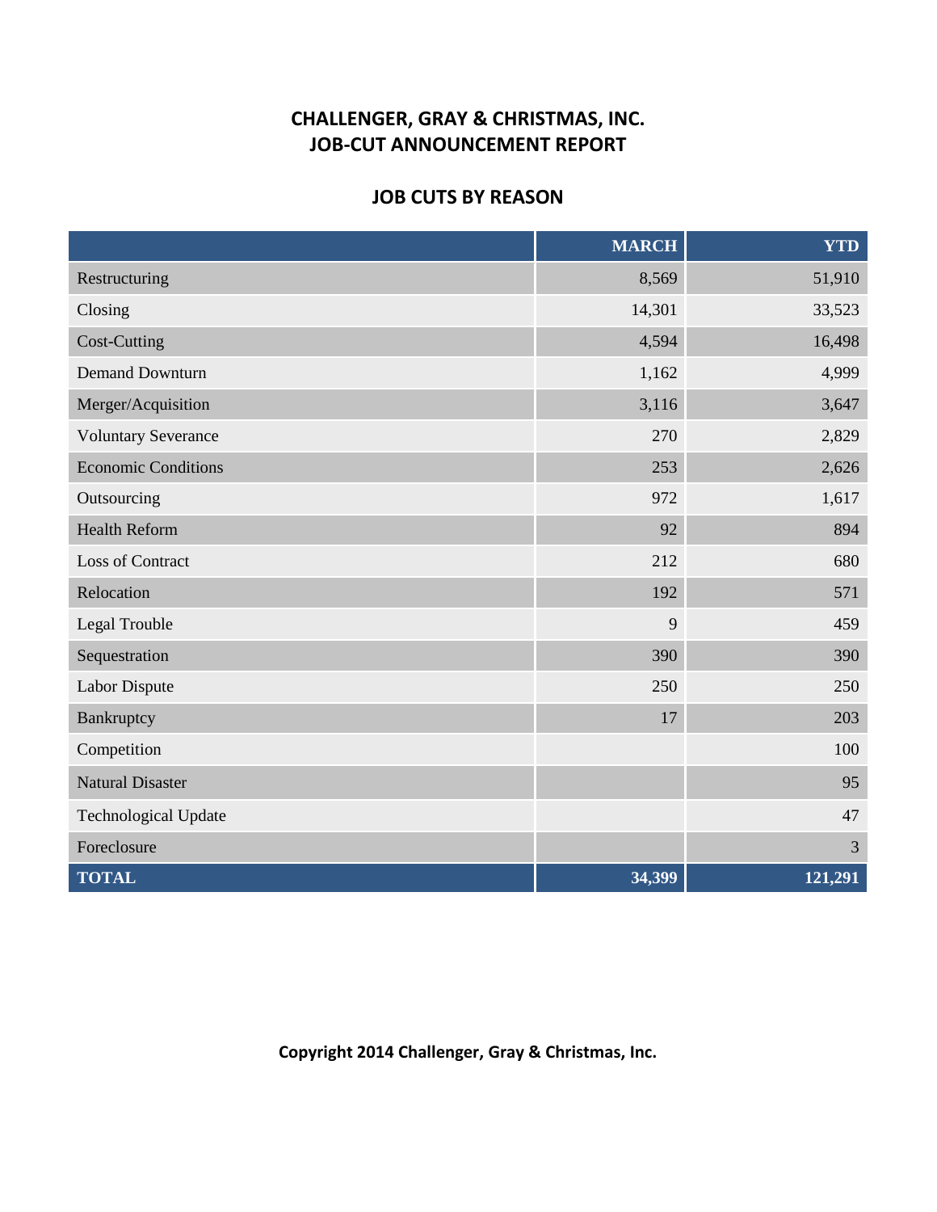# CHALLENGER, GRAY & CHRISTMAS, INC.
# JOB-CUT ANNOUNCEMENT REPORT

## JOB CUTS BY REASON

| | MARCH | YTD |
|---|---|---|
| Restructuring | 8,569 | 51,910 |
| Closing | 14,301 | 33,523 |
| Cost-Cutting | 4,594 | 16,498 |
| Demand Downturn | 1,162 | 4,999 |
| Merger/Acquisition | 3,116 | 3,647 |
| Voluntary Severance | 270 | 2,829 |
| Economic Conditions | 253 | 2,626 |
| Outsourcing | 972 | 1,617 |
| Health Reform | 92 | 894 |
| Loss of Contract | 212 | 680 |
| Relocation | 192 | 571 |
| Legal Trouble | 9 | 459 |
| Sequestration | 390 | 390 |
| Labor Dispute | 250 | 250 |
| Bankruptcy | 17 | 203 |
| Competition | | 100 |
| Natural Disaster | | 95 |
| Technological Update | | 47 |
| Foreclosure | | 3 |
| **TOTAL** | **34,399** | **121,291** |

**Copyright 2014 Challenger, Gray & Christmas, Inc.**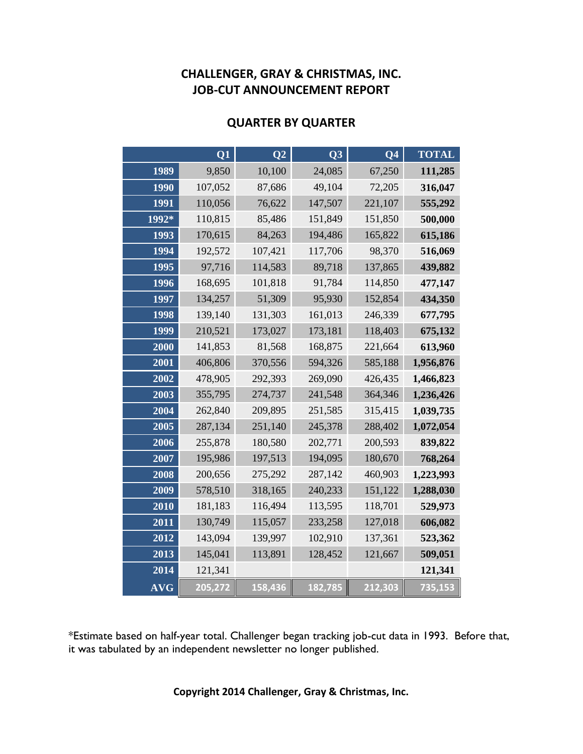# CHALLENGER, GRAY & CHRISTMAS, INC.
# JOB-CUT ANNOUNCEMENT REPORT

## QUARTER BY QUARTER

| | Q1 | Q2 | Q3 | Q4 | TOTAL |
|---|---|---|---|---|---|
| 1989 | 9,850 | 10,100 | 24,085 | 67,250 | **111,285** |
| 1990 | 107,052 | 87,686 | 49,104 | 72,205 | **316,047** |
| 1991 | 110,056 | 76,622 | 147,507 | 221,107 | **555,292** |
| 1992* | 110,815 | 85,486 | 151,849 | 151,850 | **500,000** |
| 1993 | 170,615 | 84,263 | 194,486 | 165,822 | **615,186** |
| 1994 | 192,572 | 107,421 | 117,706 | 98,370 | **516,069** |
| 1995 | 97,716 | 114,583 | 89,718 | 137,865 | **439,882** |
| 1996 | 168,695 | 101,818 | 91,784 | 114,850 | **477,147** |
| 1997 | 134,257 | 51,309 | 95,930 | 152,854 | **434,350** |
| 1998 | 139,140 | 131,303 | 161,013 | 246,339 | **677,795** |
| 1999 | 210,521 | 173,027 | 173,181 | 118,403 | **675,132** |
| 2000 | 141,853 | 81,568 | 168,875 | 221,664 | **613,960** |
| 2001 | 406,806 | 370,556 | 594,326 | 585,188 | **1,956,876** |
| 2002 | 478,905 | 292,393 | 269,090 | 426,435 | **1,466,823** |
| 2003 | 355,795 | 274,737 | 241,548 | 364,346 | **1,236,426** |
| 2004 | 262,840 | 209,895 | 251,585 | 315,415 | **1,039,735** |
| 2005 | 287,134 | 251,140 | 245,378 | 288,402 | **1,072,054** |
| 2006 | 255,878 | 180,580 | 202,771 | 200,593 | **839,822** |
| 2007 | 195,986 | 197,513 | 194,095 | 180,670 | **768,264** |
| 2008 | 200,656 | 275,292 | 287,142 | 460,903 | **1,223,993** |
| 2009 | 578,510 | 318,165 | 240,233 | 151,122 | **1,288,030** |
| 2010 | 181,183 | 116,494 | 113,595 | 118,701 | **529,973** |
| 2011 | 130,749 | 115,057 | 233,258 | 127,018 | **606,082** |
| 2012 | 143,094 | 139,997 | 102,910 | 137,361 | **523,362** |
| 2013 | 145,041 | 113,891 | 128,452 | 121,667 | **509,051** |
| 2014 | 121,341 | | | | **121,341** |
| AVG | 205,272 | 158,436 | 182,785 | 212,303 | 735,153 |

*Estimate based on half-year total. Challenger began tracking job-cut data in 1993. Before that, it was tabulated by an independent newsletter no longer published.

**Copyright 2014 Challenger, Gray & Christmas, Inc.**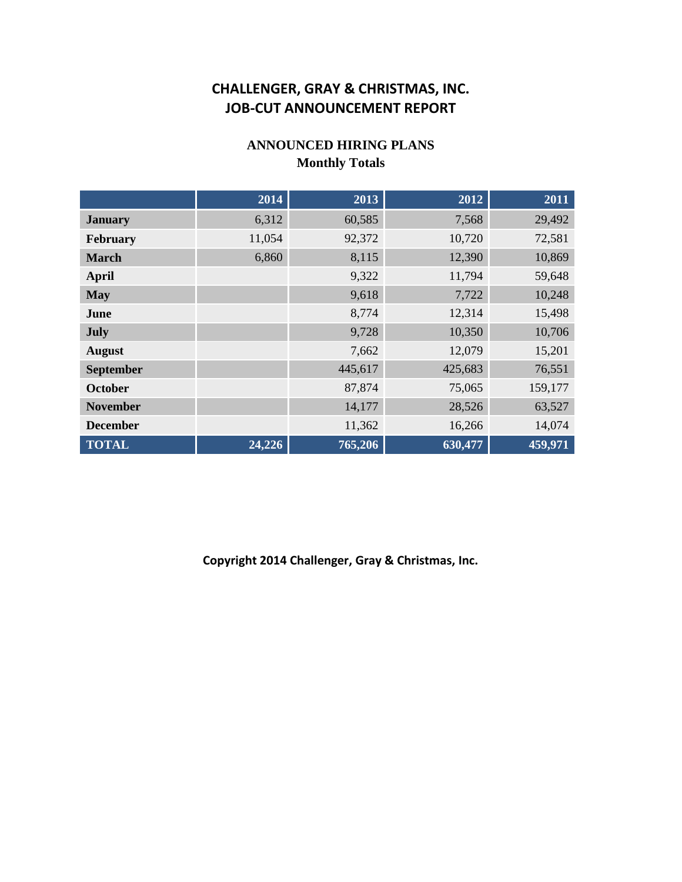# CHALLENGER, GRAY & CHRISTMAS, INC.
# JOB-CUT ANNOUNCEMENT REPORT

## ANNOUNCED HIRING PLANS
## Monthly Totals

| | 2014 | 2013 | 2012 | 2011 |
|---|---|---|---|---|
| **January** | 6,312 | 60,585 | 7,568 | 29,492 |
| **February** | 11,054 | 92,372 | 10,720 | 72,581 |
| **March** | 6,860 | 8,115 | 12,390 | 10,869 |
| **April** | | 9,322 | 11,794 | 59,648 |
| **May** | | 9,618 | 7,722 | 10,248 |
| **June** | | 8,774 | 12,314 | 15,498 |
| **July** | | 9,728 | 10,350 | 10,706 |
| **August** | | 7,662 | 12,079 | 15,201 |
| **September** | | 445,617 | 425,683 | 76,551 |
| **October** | | 87,874 | 75,065 | 159,177 |
| **November** | | 14,177 | 28,526 | 63,527 |
| **December** | | 11,362 | 16,266 | 14,074 |
| **TOTAL** | **24,226** | **765,206** | **630,477** | **459,971** |

**Copyright 2014 Challenger, Gray & Christmas, Inc.**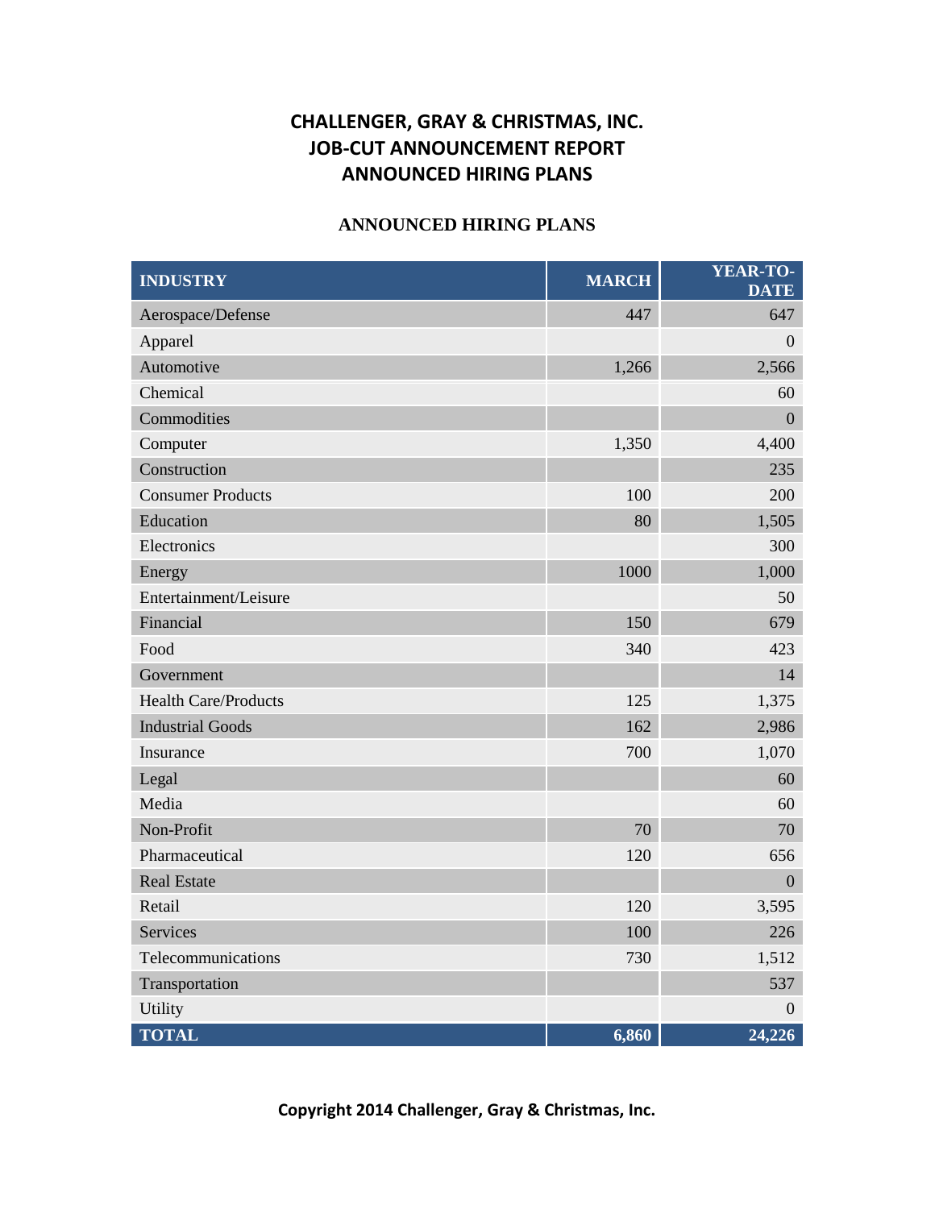# CHALLENGER, GRAY & CHRISTMAS, INC.
# JOB-CUT ANNOUNCEMENT REPORT
# ANNOUNCED HIRING PLANS

## ANNOUNCED HIRING PLANS

| INDUSTRY | MARCH | YEAR-TO-DATE |
|---|---|---|
| Aerospace/Defense | 447 | 647 |
| Apparel | | 0 |
| Automotive | 1,266 | 2,566 |
| Chemical | | 60 |
| Commodities | | 0 |
| Computer | 1,350 | 4,400 |
| Construction | | 235 |
| Consumer Products | 100 | 200 |
| Education | 80 | 1,505 |
| Electronics | | 300 |
| Energy | 1000 | 1,000 |
| Entertainment/Leisure | | 50 |
| Financial | 150 | 679 |
| Food | 340 | 423 |
| Government | | 14 |
| Health Care/Products | 125 | 1,375 |
| Industrial Goods | 162 | 2,986 |
| Insurance | 700 | 1,070 |
| Legal | | 60 |
| Media | | 60 |
| Non-Profit | 70 | 70 |
| Pharmaceutical | 120 | 656 |
| Real Estate | | 0 |
| Retail | 120 | 3,595 |
| Services | 100 | 226 |
| Telecommunications | 730 | 1,512 |
| Transportation | | 537 |
| Utility | | 0 |
| **TOTAL** | **6,860** | **24,226** |

**Copyright 2014 Challenger, Gray & Christmas, Inc.**